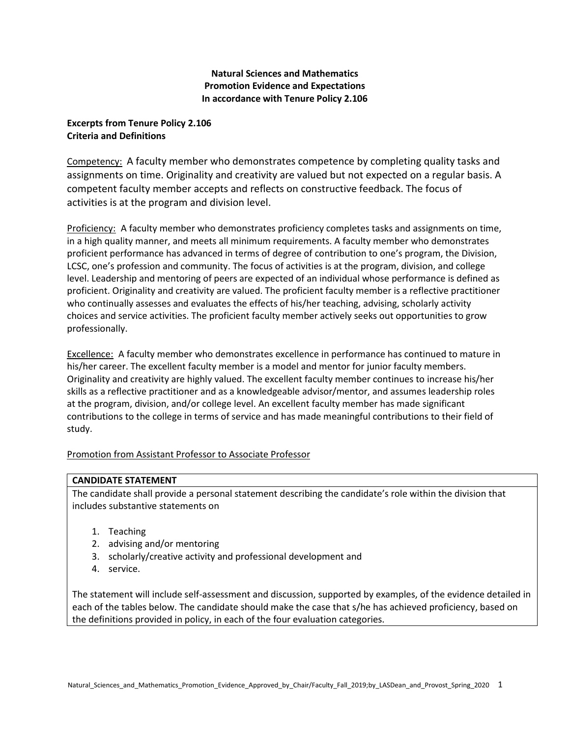**Natural Sciences and Mathematics**
**Promotion Evidence and Expectations**
**In accordance with Tenure Policy 2.106**

**Excerpts from Tenure Policy 2.106**
**Criteria and Definitions**

Competency: A faculty member who demonstrates competence by completing quality tasks and assignments on time. Originality and creativity are valued but not expected on a regular basis. A competent faculty member accepts and reflects on constructive feedback. The focus of activities is at the program and division level.

Proficiency: A faculty member who demonstrates proficiency completes tasks and assignments on time, in a high quality manner, and meets all minimum requirements. A faculty member who demonstrates proficient performance has advanced in terms of degree of contribution to one's program, the Division, LCSC, one's profession and community. The focus of activities is at the program, division, and college level. Leadership and mentoring of peers are expected of an individual whose performance is defined as proficient. Originality and creativity are valued. The proficient faculty member is a reflective practitioner who continually assesses and evaluates the effects of his/her teaching, advising, scholarly activity choices and service activities. The proficient faculty member actively seeks out opportunities to grow professionally.

Excellence: A faculty member who demonstrates excellence in performance has continued to mature in his/her career. The excellent faculty member is a model and mentor for junior faculty members. Originality and creativity are highly valued. The excellent faculty member continues to increase his/her skills as a reflective practitioner and as a knowledgeable advisor/mentor, and assumes leadership roles at the program, division, and/or college level. An excellent faculty member has made significant contributions to the college in terms of service and has made meaningful contributions to their field of study.

Promotion from Assistant Professor to Associate Professor

| **CANDIDATE STATEMENT** |
| --- |
| The candidate shall provide a personal statement describing the candidate's role within the division that includes substantive statements on<br><br>1. Teaching<br>2. advising and/or mentoring<br>3. scholarly/creative activity and professional development and<br>4. service.<br><br>The statement will include self-assessment and discussion, supported by examples, of the evidence detailed in each of the tables below. The candidate should make the case that s/he has achieved proficiency, based on the definitions provided in policy, in each of the four evaluation categories. |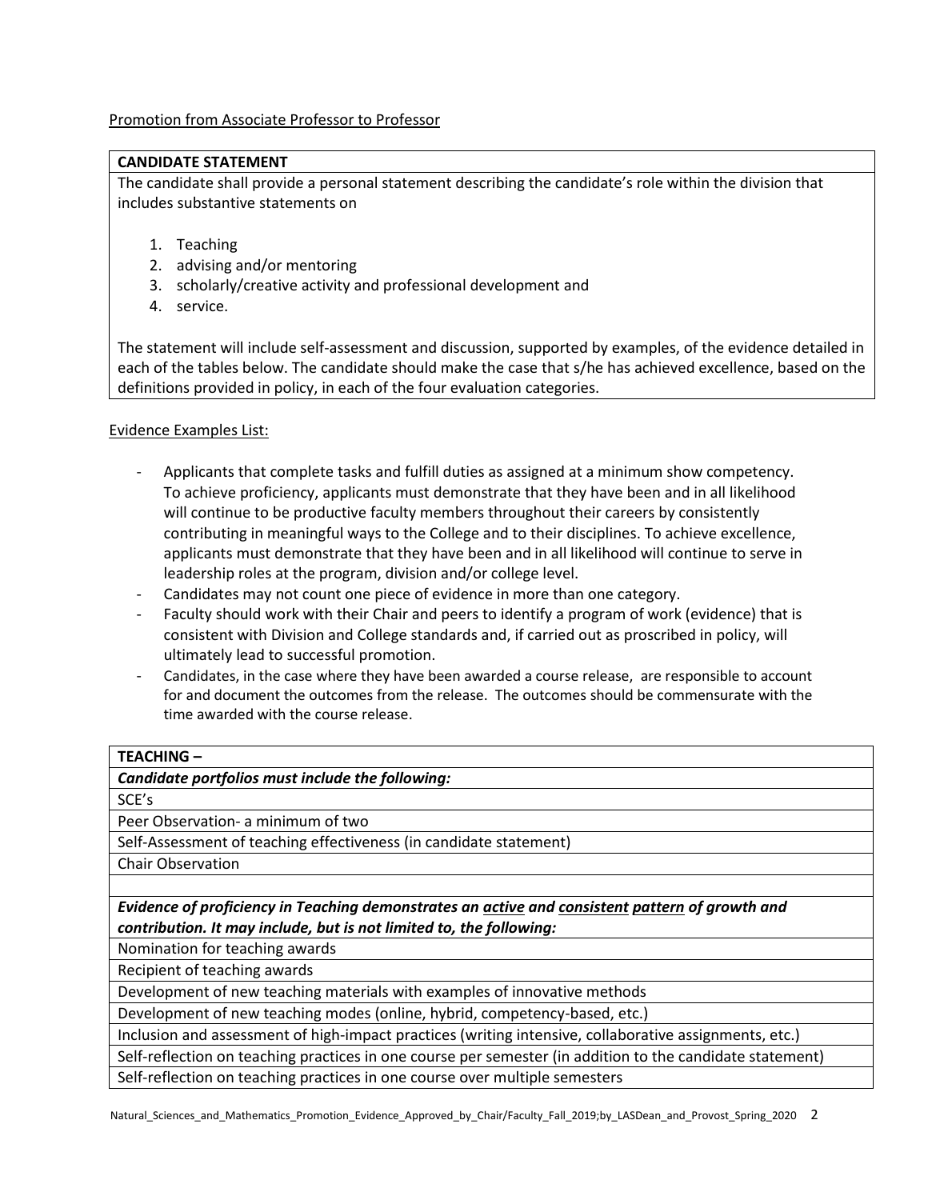Promotion from Associate Professor to Professor

| **CANDIDATE STATEMENT** |
|---|
| The candidate shall provide a personal statement describing the candidate's role within the division that includes substantive statements on<br><br>1. Teaching<br>2. advising and/or mentoring<br>3. scholarly/creative activity and professional development and<br>4. service.<br><br>The statement will include self-assessment and discussion, supported by examples, of the evidence detailed in each of the tables below. The candidate should make the case that s/he has achieved excellence, based on the definitions provided in policy, in each of the four evaluation categories. |

Evidence Examples List:

- Applicants that complete tasks and fulfill duties as assigned at a minimum show competency. To achieve proficiency, applicants must demonstrate that they have been and in all likelihood will continue to be productive faculty members throughout their careers by consistently contributing in meaningful ways to the College and to their disciplines. To achieve excellence, applicants must demonstrate that they have been and in all likelihood will continue to serve in leadership roles at the program, division and/or college level.
- Candidates may not count one piece of evidence in more than one category.
- Faculty should work with their Chair and peers to identify a program of work (evidence) that is consistent with Division and College standards and, if carried out as proscribed in policy, will ultimately lead to successful promotion.
- Candidates, in the case where they have been awarded a course release, are responsible to account for and document the outcomes from the release. The outcomes should be commensurate with the time awarded with the course release.

| **TEACHING –** |
|---|
| ***Candidate portfolios must include the following:*** |
| SCE's |
| Peer Observation- a minimum of two |
| Self-Assessment of teaching effectiveness (in candidate statement) |
| Chair Observation |
| |
| ***Evidence of proficiency in Teaching demonstrates an <u>active</u> and <u>consistent</u> <u>pattern</u> of growth and contribution. It may include, but is not limited to, the following:*** |
| Nomination for teaching awards |
| Recipient of teaching awards |
| Development of new teaching materials with examples of innovative methods |
| Development of new teaching modes (online, hybrid, competency-based, etc.) |
| Inclusion and assessment of high-impact practices (writing intensive, collaborative assignments, etc.) |
| Self-reflection on teaching practices in one course per semester (in addition to the candidate statement) |
| Self-reflection on teaching practices in one course over multiple semesters |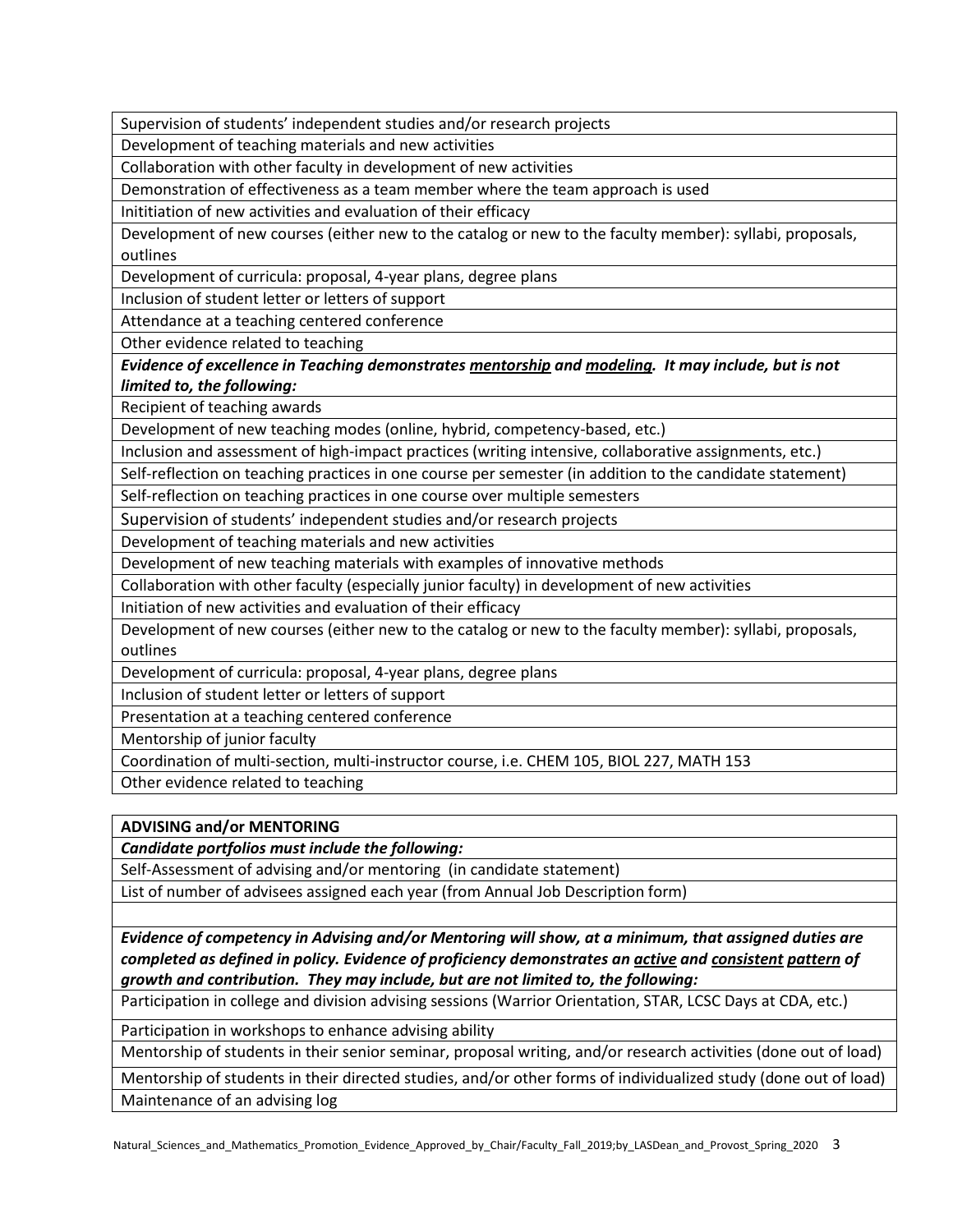| |
|---|
| Supervision of students' independent studies and/or research projects |
| Development of teaching materials and new activities |
| Collaboration with other faculty in development of new activities |
| Demonstration of effectiveness as a team member where the team approach is used |
| Inititiation of new activities and evaluation of their efficacy |
| Development of new courses (either new to the catalog or new to the faculty member): syllabi, proposals, outlines |
| Development of curricula: proposal, 4-year plans, degree plans |
| Inclusion of student letter or letters of support |
| Attendance at a teaching centered conference |
| Other evidence related to teaching |
| ***Evidence of excellence in Teaching demonstrates <u>mentorship</u> and <u>modeling</u>. It may include, but is not limited to, the following:*** |
| Recipient of teaching awards |
| Development of new teaching modes (online, hybrid, competency-based, etc.) |
| Inclusion and assessment of high-impact practices (writing intensive, collaborative assignments, etc.) |
| Self-reflection on teaching practices in one course per semester (in addition to the candidate statement) |
| Self-reflection on teaching practices in one course over multiple semesters |
| Supervision of students' independent studies and/or research projects |
| Development of teaching materials and new activities |
| Development of new teaching materials with examples of innovative methods |
| Collaboration with other faculty (especially junior faculty) in development of new activities |
| Initiation of new activities and evaluation of their efficacy |
| Development of new courses (either new to the catalog or new to the faculty member): syllabi, proposals, outlines |
| Development of curricula: proposal, 4-year plans, degree plans |
| Inclusion of student letter or letters of support |
| Presentation at a teaching centered conference |
| Mentorship of junior faculty |
| Coordination of multi-section, multi-instructor course, i.e. CHEM 105, BIOL 227, MATH 153 |
| Other evidence related to teaching |

| **ADVISING and/or MENTORING** |
|---|
| ***Candidate portfolios must include the following:*** |
| Self-Assessment of advising and/or mentoring (in candidate statement) |
| List of number of advisees assigned each year (from Annual Job Description form) |
| |
| ***Evidence of competency in Advising and/or Mentoring will show, at a minimum, that assigned duties are completed as defined in policy. Evidence of proficiency demonstrates an <u>active</u> and <u>consistent</u> <u>pattern</u> of growth and contribution. They may include, but are not limited to, the following:*** |
| Participation in college and division advising sessions (Warrior Orientation, STAR, LCSC Days at CDA, etc.) |
| Participation in workshops to enhance advising ability |
| Mentorship of students in their senior seminar, proposal writing, and/or research activities (done out of load) |
| Mentorship of students in their directed studies, and/or other forms of individualized study (done out of load) |
| Maintenance of an advising log |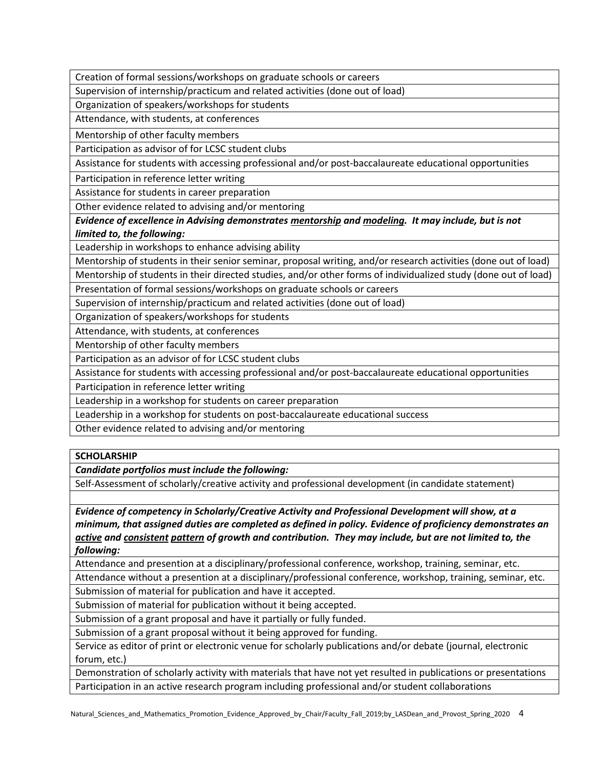| Creation of formal sessions/workshops on graduate schools or careers |
|---|
| Supervision of internship/practicum and related activities (done out of load) |
| Organization of speakers/workshops for students |
| Attendance, with students, at conferences |
| Mentorship of other faculty members |
| Participation as advisor of for LCSC student clubs |
| Assistance for students with accessing professional and/or post-baccalaureate educational opportunities |
| Participation in reference letter writing |
| Assistance for students in career preparation |
| Other evidence related to advising and/or mentoring |
| ***Evidence of excellence in Advising demonstrates <u>mentorship</u> and <u>modeling</u>. It may include, but is not limited to, the following:*** |
| Leadership in workshops to enhance advising ability |
| Mentorship of students in their senior seminar, proposal writing, and/or research activities (done out of load) |
| Mentorship of students in their directed studies, and/or other forms of individualized study (done out of load) |
| Presentation of formal sessions/workshops on graduate schools or careers |
| Supervision of internship/practicum and related activities (done out of load) |
| Organization of speakers/workshops for students |
| Attendance, with students, at conferences |
| Mentorship of other faculty members |
| Participation as an advisor of for LCSC student clubs |
| Assistance for students with accessing professional and/or post-baccalaureate educational opportunities |
| Participation in reference letter writing |
| Leadership in a workshop for students on career preparation |
| Leadership in a workshop for students on post-baccalaureate educational success |
| Other evidence related to advising and/or mentoring |

| **SCHOLARSHIP** |
|---|
| ***Candidate portfolios must include the following:*** |
| Self-Assessment of scholarly/creative activity and professional development (in candidate statement) |
| |
| ***Evidence of competency in Scholarly/Creative Activity and Professional Development will show, at a minimum, that assigned duties are completed as defined in policy. Evidence of proficiency demonstrates an <u>active</u> and <u>consistent</u> <u>pattern</u> of growth and contribution. They may include, but are not limited to, the following:*** |
| Attendance and presention at a disciplinary/professional conference, workshop, training, seminar, etc. |
| Attendance without a presention at a disciplinary/professional conference, workshop, training, seminar, etc. |
| Submission of material for publication and have it accepted. |
| Submission of material for publication without it being accepted. |
| Submission of a grant proposal and have it partially or fully funded. |
| Submission of a grant proposal without it being approved for funding. |
| Service as editor of print or electronic venue for scholarly publications and/or debate (journal, electronic forum, etc.) |
| Demonstration of scholarly activity with materials that have not yet resulted in publications or presentations |
| Participation in an active research program including professional and/or student collaborations |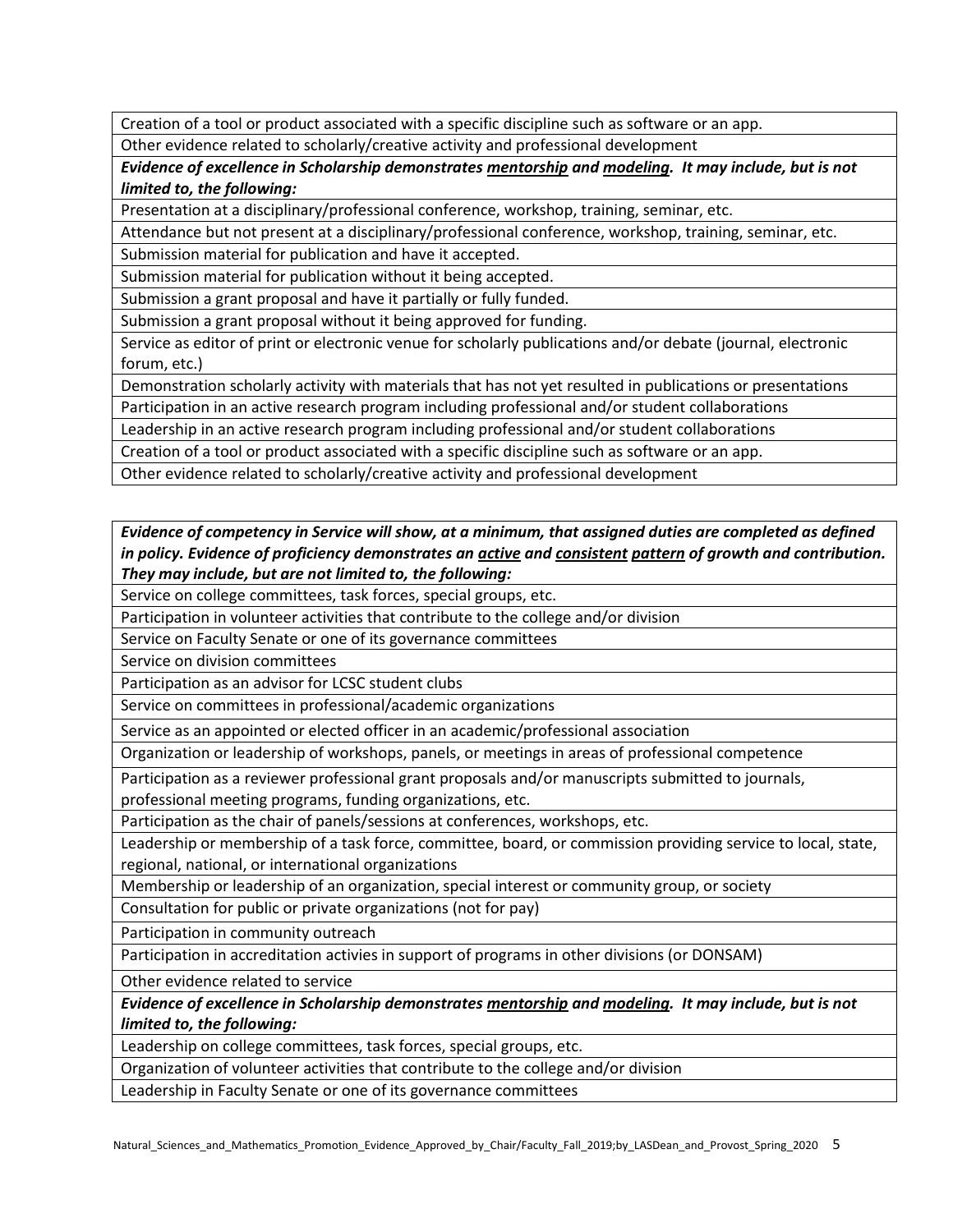| Creation of a tool or product associated with a specific discipline such as software or an app. |
|---|
| Other evidence related to scholarly/creative activity and professional development |
| ***Evidence of excellence in Scholarship demonstrates <u>mentorship</u> and <u>modeling</u>. It may include, but is not limited to, the following:*** |
| Presentation at a disciplinary/professional conference, workshop, training, seminar, etc. |
| Attendance but not present at a disciplinary/professional conference, workshop, training, seminar, etc. |
| Submission material for publication and have it accepted. |
| Submission material for publication without it being accepted. |
| Submission a grant proposal and have it partially or fully funded. |
| Submission a grant proposal without it being approved for funding. |
| Service as editor of print or electronic venue for scholarly publications and/or debate (journal, electronic forum, etc.) |
| Demonstration scholarly activity with materials that has not yet resulted in publications or presentations |
| Participation in an active research program including professional and/or student collaborations |
| Leadership in an active research program including professional and/or student collaborations |
| Creation of a tool or product associated with a specific discipline such as software or an app. |
| Other evidence related to scholarly/creative activity and professional development |

| ***Evidence of competency in Service will show, at a minimum, that assigned duties are completed as defined in policy. Evidence of proficiency demonstrates an <u>active</u> and <u>consistent</u> <u>pattern</u> of growth and contribution. They may include, but are not limited to, the following:*** |
|---|
| Service on college committees, task forces, special groups, etc. |
| Participation in volunteer activities that contribute to the college and/or division |
| Service on Faculty Senate or one of its governance committees |
| Service on division committees |
| Participation as an advisor for LCSC student clubs |
| Service on committees in professional/academic organizations |
| Service as an appointed or elected officer in an academic/professional association |
| Organization or leadership of workshops, panels, or meetings in areas of professional competence |
| Participation as a reviewer professional grant proposals and/or manuscripts submitted to journals, professional meeting programs, funding organizations, etc. |
| Participation as the chair of panels/sessions at conferences, workshops, etc. |
| Leadership or membership of a task force, committee, board, or commission providing service to local, state, regional, national, or international organizations |
| Membership or leadership of an organization, special interest or community group, or society |
| Consultation for public or private organizations (not for pay) |
| Participation in community outreach |
| Participation in accreditation activies in support of programs in other divisions (or DONSAM) |
| Other evidence related to service |
| ***Evidence of excellence in Scholarship demonstrates <u>mentorship</u> and <u>modeling</u>. It may include, but is not limited to, the following:*** |
| Leadership on college committees, task forces, special groups, etc. |
| Organization of volunteer activities that contribute to the college and/or division |
| Leadership in Faculty Senate or one of its governance committees |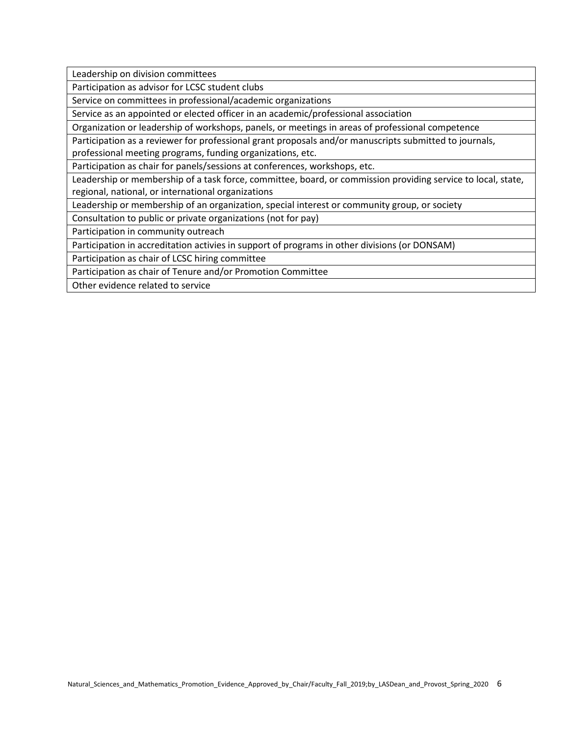| |
|---|
| Leadership on division committees |
| Participation as advisor for LCSC student clubs |
| Service on committees in professional/academic organizations |
| Service as an appointed or elected officer in an academic/professional association |
| Organization or leadership of workshops, panels, or meetings in areas of professional competence |
| Participation as a reviewer for professional grant proposals and/or manuscripts submitted to journals, professional meeting programs, funding organizations, etc. |
| Participation as chair for panels/sessions at conferences, workshops, etc. |
| Leadership or membership of a task force, committee, board, or commission providing service to local, state, regional, national, or international organizations |
| Leadership or membership of an organization, special interest or community group, or society |
| Consultation to public or private organizations (not for pay) |
| Participation in community outreach |
| Participation in accreditation activies in support of programs in other divisions (or DONSAM) |
| Participation as chair of LCSC hiring committee |
| Participation as chair of Tenure and/or Promotion Committee |
| Other evidence related to service |